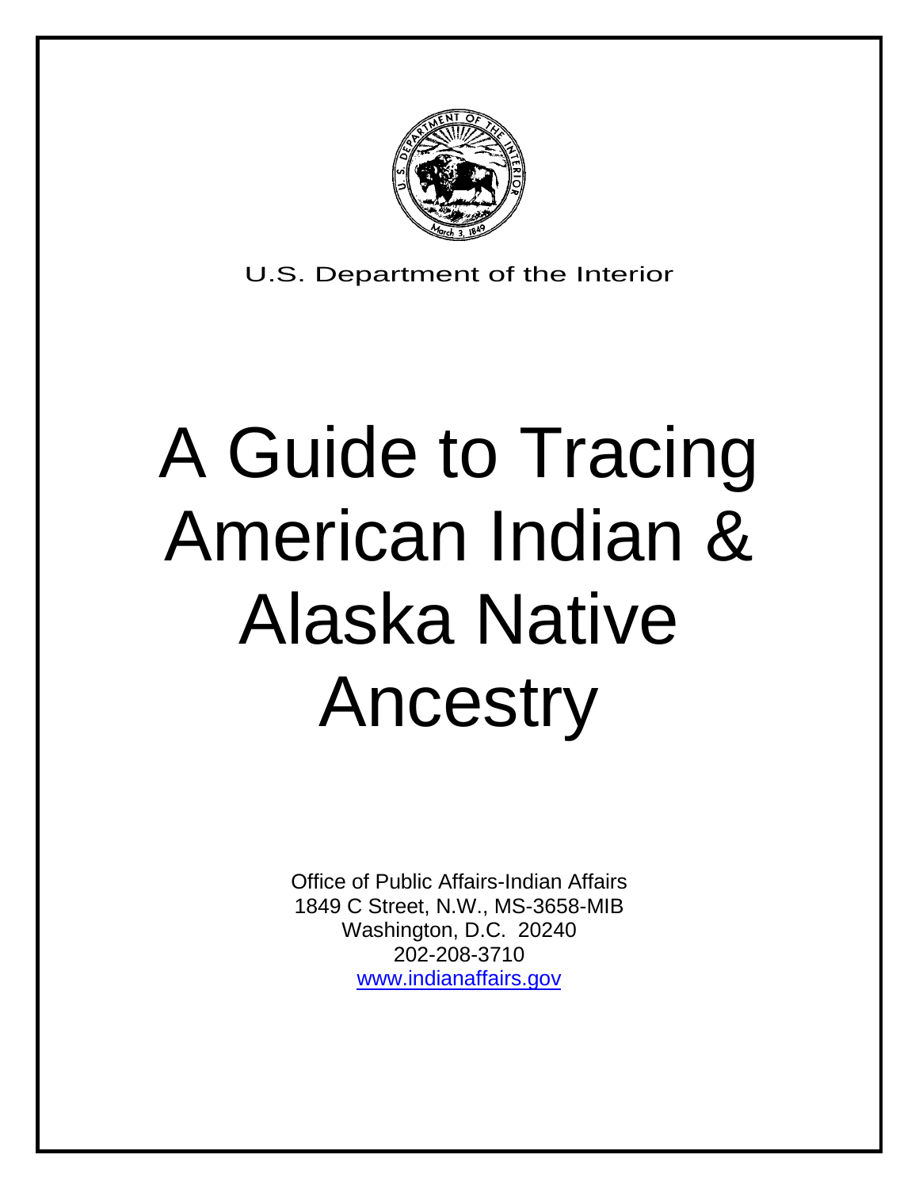U.S. Department of the Interior

# A Guide to Tracing American Indian & Alaska Native Ancestry

Office of Public Affairs-Indian Affairs
1849 C Street, N.W., MS-3658-MIB
Washington, D.C. 20240
202-208-3710
www.indianaffairs.gov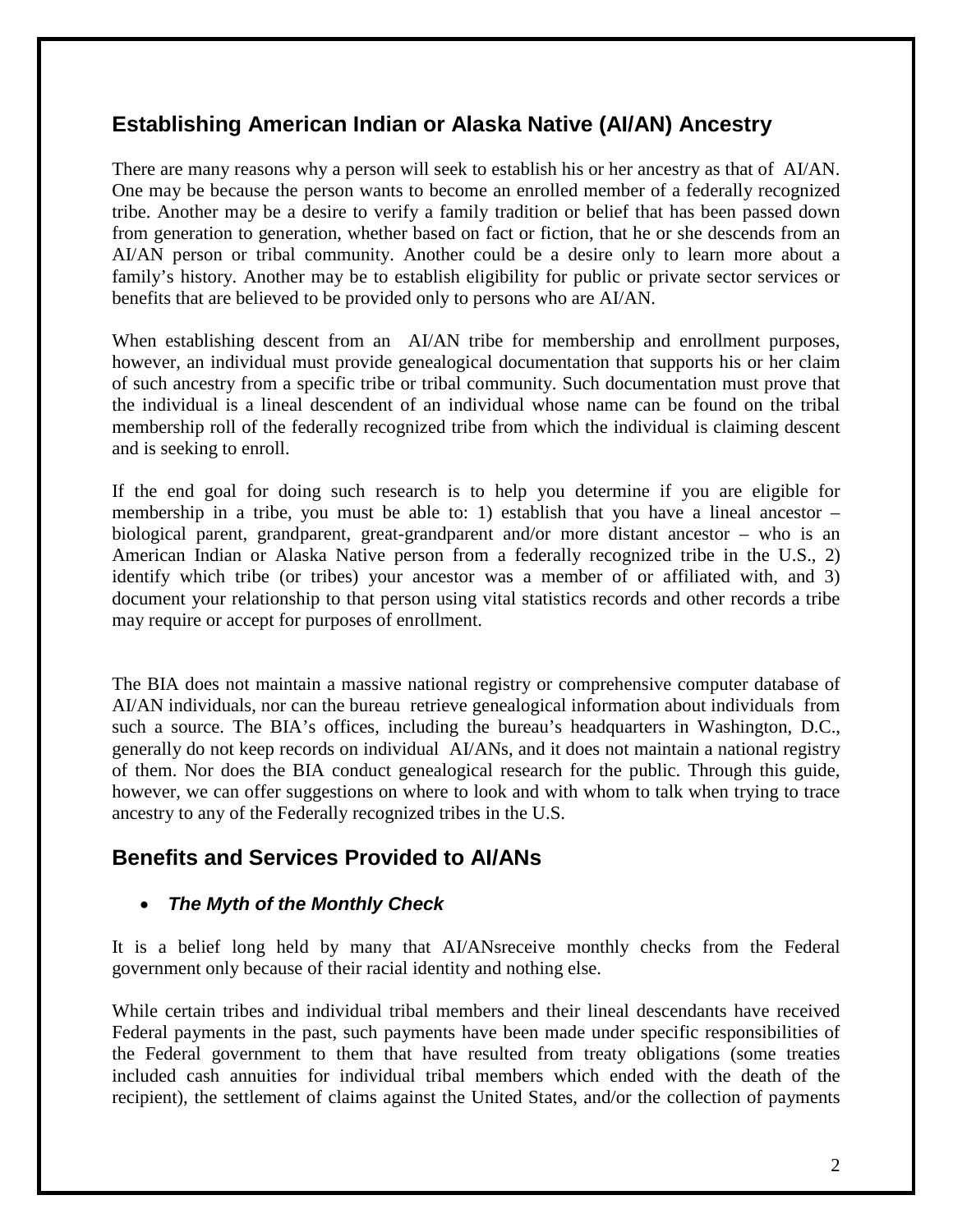## Establishing American Indian or Alaska Native (AI/AN) Ancestry

There are many reasons why a person will seek to establish his or her ancestry as that of AI/AN. One may be because the person wants to become an enrolled member of a federally recognized tribe. Another may be a desire to verify a family tradition or belief that has been passed down from generation to generation, whether based on fact or fiction, that he or she descends from an AI/AN person or tribal community. Another could be a desire only to learn more about a family's history. Another may be to establish eligibility for public or private sector services or benefits that are believed to be provided only to persons who are AI/AN.

When establishing descent from an AI/AN tribe for membership and enrollment purposes, however, an individual must provide genealogical documentation that supports his or her claim of such ancestry from a specific tribe or tribal community. Such documentation must prove that the individual is a lineal descendent of an individual whose name can be found on the tribal membership roll of the federally recognized tribe from which the individual is claiming descent and is seeking to enroll.

If the end goal for doing such research is to help you determine if you are eligible for membership in a tribe, you must be able to: 1) establish that you have a lineal ancestor – biological parent, grandparent, great-grandparent and/or more distant ancestor – who is an American Indian or Alaska Native person from a federally recognized tribe in the U.S., 2) identify which tribe (or tribes) your ancestor was a member of or affiliated with, and 3) document your relationship to that person using vital statistics records and other records a tribe may require or accept for purposes of enrollment.

The BIA does not maintain a massive national registry or comprehensive computer database of AI/AN individuals, nor can the bureau retrieve genealogical information about individuals from such a source. The BIA's offices, including the bureau's headquarters in Washington, D.C., generally do not keep records on individual AI/ANs, and it does not maintain a national registry of them. Nor does the BIA conduct genealogical research for the public. Through this guide, however, we can offer suggestions on where to look and with whom to talk when trying to trace ancestry to any of the Federally recognized tribes in the U.S.

## Benefits and Services Provided to AI/ANs

- ***The Myth of the Monthly Check***

It is a belief long held by many that AI/ANsreceive monthly checks from the Federal government only because of their racial identity and nothing else.

While certain tribes and individual tribal members and their lineal descendants have received Federal payments in the past, such payments have been made under specific responsibilities of the Federal government to them that have resulted from treaty obligations (some treaties included cash annuities for individual tribal members which ended with the death of the recipient), the settlement of claims against the United States, and/or the collection of payments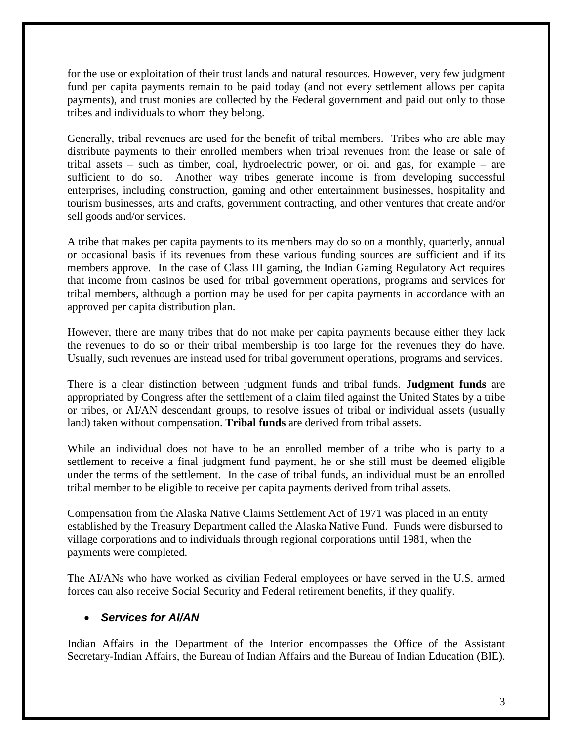for the use or exploitation of their trust lands and natural resources. However, very few judgment fund per capita payments remain to be paid today (and not every settlement allows per capita payments), and trust monies are collected by the Federal government and paid out only to those tribes and individuals to whom they belong.

Generally, tribal revenues are used for the benefit of tribal members. Tribes who are able may distribute payments to their enrolled members when tribal revenues from the lease or sale of tribal assets – such as timber, coal, hydroelectric power, or oil and gas, for example – are sufficient to do so. Another way tribes generate income is from developing successful enterprises, including construction, gaming and other entertainment businesses, hospitality and tourism businesses, arts and crafts, government contracting, and other ventures that create and/or sell goods and/or services.

A tribe that makes per capita payments to its members may do so on a monthly, quarterly, annual or occasional basis if its revenues from these various funding sources are sufficient and if its members approve. In the case of Class III gaming, the Indian Gaming Regulatory Act requires that income from casinos be used for tribal government operations, programs and services for tribal members, although a portion may be used for per capita payments in accordance with an approved per capita distribution plan.

However, there are many tribes that do not make per capita payments because either they lack the revenues to do so or their tribal membership is too large for the revenues they do have. Usually, such revenues are instead used for tribal government operations, programs and services.

There is a clear distinction between judgment funds and tribal funds. **Judgment funds** are appropriated by Congress after the settlement of a claim filed against the United States by a tribe or tribes, or AI/AN descendant groups, to resolve issues of tribal or individual assets (usually land) taken without compensation. **Tribal funds** are derived from tribal assets.

While an individual does not have to be an enrolled member of a tribe who is party to a settlement to receive a final judgment fund payment, he or she still must be deemed eligible under the terms of the settlement. In the case of tribal funds, an individual must be an enrolled tribal member to be eligible to receive per capita payments derived from tribal assets.

Compensation from the Alaska Native Claims Settlement Act of 1971 was placed in an entity established by the Treasury Department called the Alaska Native Fund. Funds were disbursed to village corporations and to individuals through regional corporations until 1981, when the payments were completed.

The AI/ANs who have worked as civilian Federal employees or have served in the U.S. armed forces can also receive Social Security and Federal retirement benefits, if they qualify.

- ***Services for AI/AN***

Indian Affairs in the Department of the Interior encompasses the Office of the Assistant Secretary-Indian Affairs, the Bureau of Indian Affairs and the Bureau of Indian Education (BIE).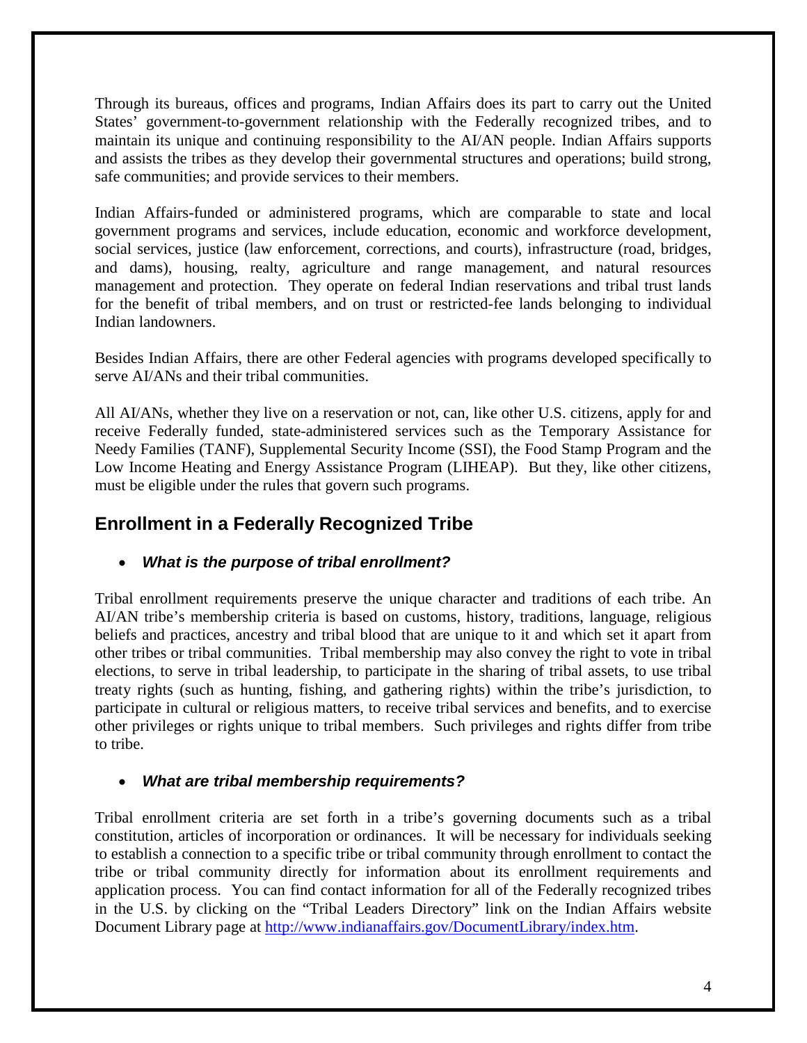Through its bureaus, offices and programs, Indian Affairs does its part to carry out the United States' government-to-government relationship with the Federally recognized tribes, and to maintain its unique and continuing responsibility to the AI/AN people. Indian Affairs supports and assists the tribes as they develop their governmental structures and operations; build strong, safe communities; and provide services to their members.

Indian Affairs-funded or administered programs, which are comparable to state and local government programs and services, include education, economic and workforce development, social services, justice (law enforcement, corrections, and courts), infrastructure (road, bridges, and dams), housing, realty, agriculture and range management, and natural resources management and protection. They operate on federal Indian reservations and tribal trust lands for the benefit of tribal members, and on trust or restricted-fee lands belonging to individual Indian landowners.

Besides Indian Affairs, there are other Federal agencies with programs developed specifically to serve AI/ANs and their tribal communities.

All AI/ANs, whether they live on a reservation or not, can, like other U.S. citizens, apply for and receive Federally funded, state-administered services such as the Temporary Assistance for Needy Families (TANF), Supplemental Security Income (SSI), the Food Stamp Program and the Low Income Heating and Energy Assistance Program (LIHEAP). But they, like other citizens, must be eligible under the rules that govern such programs.

## Enrollment in a Federally Recognized Tribe

- ***What is the purpose of tribal enrollment?***

Tribal enrollment requirements preserve the unique character and traditions of each tribe. An AI/AN tribe's membership criteria is based on customs, history, traditions, language, religious beliefs and practices, ancestry and tribal blood that are unique to it and which set it apart from other tribes or tribal communities. Tribal membership may also convey the right to vote in tribal elections, to serve in tribal leadership, to participate in the sharing of tribal assets, to use tribal treaty rights (such as hunting, fishing, and gathering rights) within the tribe's jurisdiction, to participate in cultural or religious matters, to receive tribal services and benefits, and to exercise other privileges or rights unique to tribal members. Such privileges and rights differ from tribe to tribe.

- ***What are tribal membership requirements?***

Tribal enrollment criteria are set forth in a tribe's governing documents such as a tribal constitution, articles of incorporation or ordinances. It will be necessary for individuals seeking to establish a connection to a specific tribe or tribal community through enrollment to contact the tribe or tribal community directly for information about its enrollment requirements and application process. You can find contact information for all of the Federally recognized tribes in the U.S. by clicking on the "Tribal Leaders Directory" link on the Indian Affairs website Document Library page at [http://www.indianaffairs.gov/DocumentLibrary/index.htm](http://www.indianaffairs.gov/DocumentLibrary/index.htm).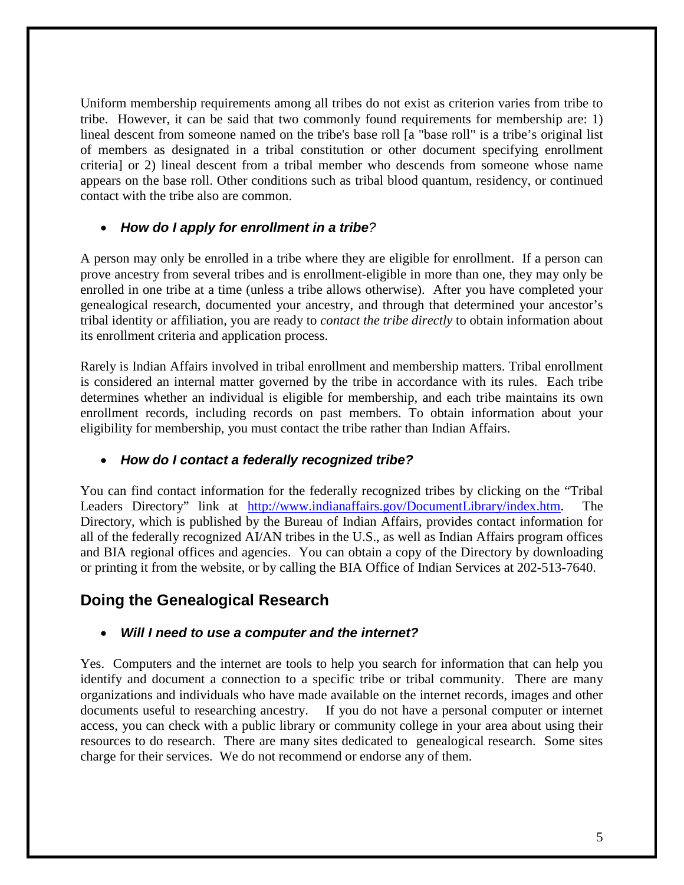Uniform membership requirements among all tribes do not exist as criterion varies from tribe to tribe. However, it can be said that two commonly found requirements for membership are: 1) lineal descent from someone named on the tribe's base roll [a "base roll" is a tribe's original list of members as designated in a tribal constitution or other document specifying enrollment criteria] or 2) lineal descent from a tribal member who descends from someone whose name appears on the base roll. Other conditions such as tribal blood quantum, residency, or continued contact with the tribe also are common.

- ***How do I apply for enrollment in a tribe****?*

A person may only be enrolled in a tribe where they are eligible for enrollment. If a person can prove ancestry from several tribes and is enrollment-eligible in more than one, they may only be enrolled in one tribe at a time (unless a tribe allows otherwise). After you have completed your genealogical research, documented your ancestry, and through that determined your ancestor's tribal identity or affiliation, you are ready to *contact the tribe directly* to obtain information about its enrollment criteria and application process.

Rarely is Indian Affairs involved in tribal enrollment and membership matters. Tribal enrollment is considered an internal matter governed by the tribe in accordance with its rules. Each tribe determines whether an individual is eligible for membership, and each tribe maintains its own enrollment records, including records on past members. To obtain information about your eligibility for membership, you must contact the tribe rather than Indian Affairs.

- ***How do I contact a federally recognized tribe?***

You can find contact information for the federally recognized tribes by clicking on the "Tribal Leaders Directory" link at [http://www.indianaffairs.gov/DocumentLibrary/index.htm](http://www.indianaffairs.gov/DocumentLibrary/index.htm). The Directory, which is published by the Bureau of Indian Affairs, provides contact information for all of the federally recognized AI/AN tribes in the U.S., as well as Indian Affairs program offices and BIA regional offices and agencies. You can obtain a copy of the Directory by downloading or printing it from the website, or by calling the BIA Office of Indian Services at 202-513-7640.

## Doing the Genealogical Research

- ***Will I need to use a computer and the internet?***

Yes. Computers and the internet are tools to help you search for information that can help you identify and document a connection to a specific tribe or tribal community. There are many organizations and individuals who have made available on the internet records, images and other documents useful to researching ancestry. If you do not have a personal computer or internet access, you can check with a public library or community college in your area about using their resources to do research. There are many sites dedicated to genealogical research. Some sites charge for their services. We do not recommend or endorse any of them.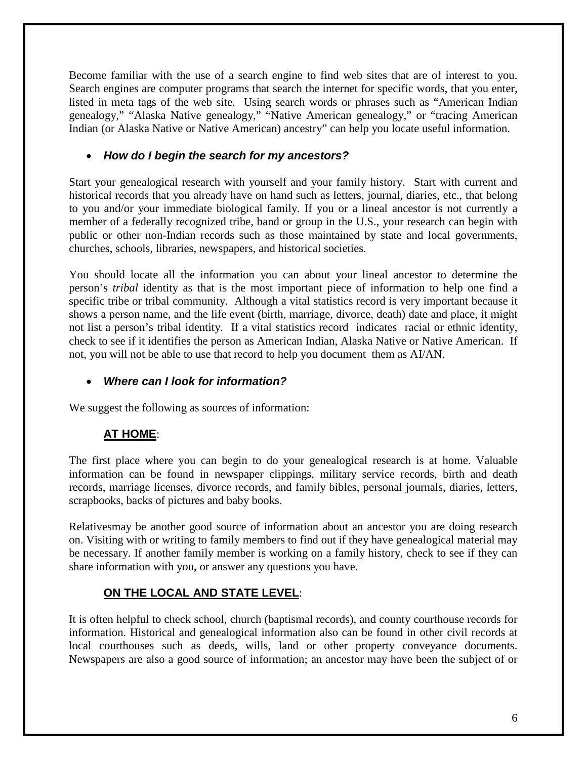Become familiar with the use of a search engine to find web sites that are of interest to you. Search engines are computer programs that search the internet for specific words, that you enter, listed in meta tags of the web site. Using search words or phrases such as "American Indian genealogy," "Alaska Native genealogy," "Native American genealogy," or "tracing American Indian (or Alaska Native or Native American) ancestry" can help you locate useful information.

- ***How do I begin the search for my ancestors?***

Start your genealogical research with yourself and your family history. Start with current and historical records that you already have on hand such as letters, journal, diaries, etc., that belong to you and/or your immediate biological family. If you or a lineal ancestor is not currently a member of a federally recognized tribe, band or group in the U.S., your research can begin with public or other non-Indian records such as those maintained by state and local governments, churches, schools, libraries, newspapers, and historical societies.

You should locate all the information you can about your lineal ancestor to determine the person's *tribal* identity as that is the most important piece of information to help one find a specific tribe or tribal community. Although a vital statistics record is very important because it shows a person name, and the life event (birth, marriage, divorce, death) date and place, it might not list a person's tribal identity. If a vital statistics record indicates racial or ethnic identity, check to see if it identifies the person as American Indian, Alaska Native or Native American. If not, you will not be able to use that record to help you document them as AI/AN.

- ***Where can I look for information?***

We suggest the following as sources of information:

**AT HOME**:

The first place where you can begin to do your genealogical research is at home. Valuable information can be found in newspaper clippings, military service records, birth and death records, marriage licenses, divorce records, and family bibles, personal journals, diaries, letters, scrapbooks, backs of pictures and baby books.

Relativesmay be another good source of information about an ancestor you are doing research on. Visiting with or writing to family members to find out if they have genealogical material may be necessary. If another family member is working on a family history, check to see if they can share information with you, or answer any questions you have.

**ON THE LOCAL AND STATE LEVEL**:

It is often helpful to check school, church (baptismal records), and county courthouse records for information. Historical and genealogical information also can be found in other civil records at local courthouses such as deeds, wills, land or other property conveyance documents. Newspapers are also a good source of information; an ancestor may have been the subject of or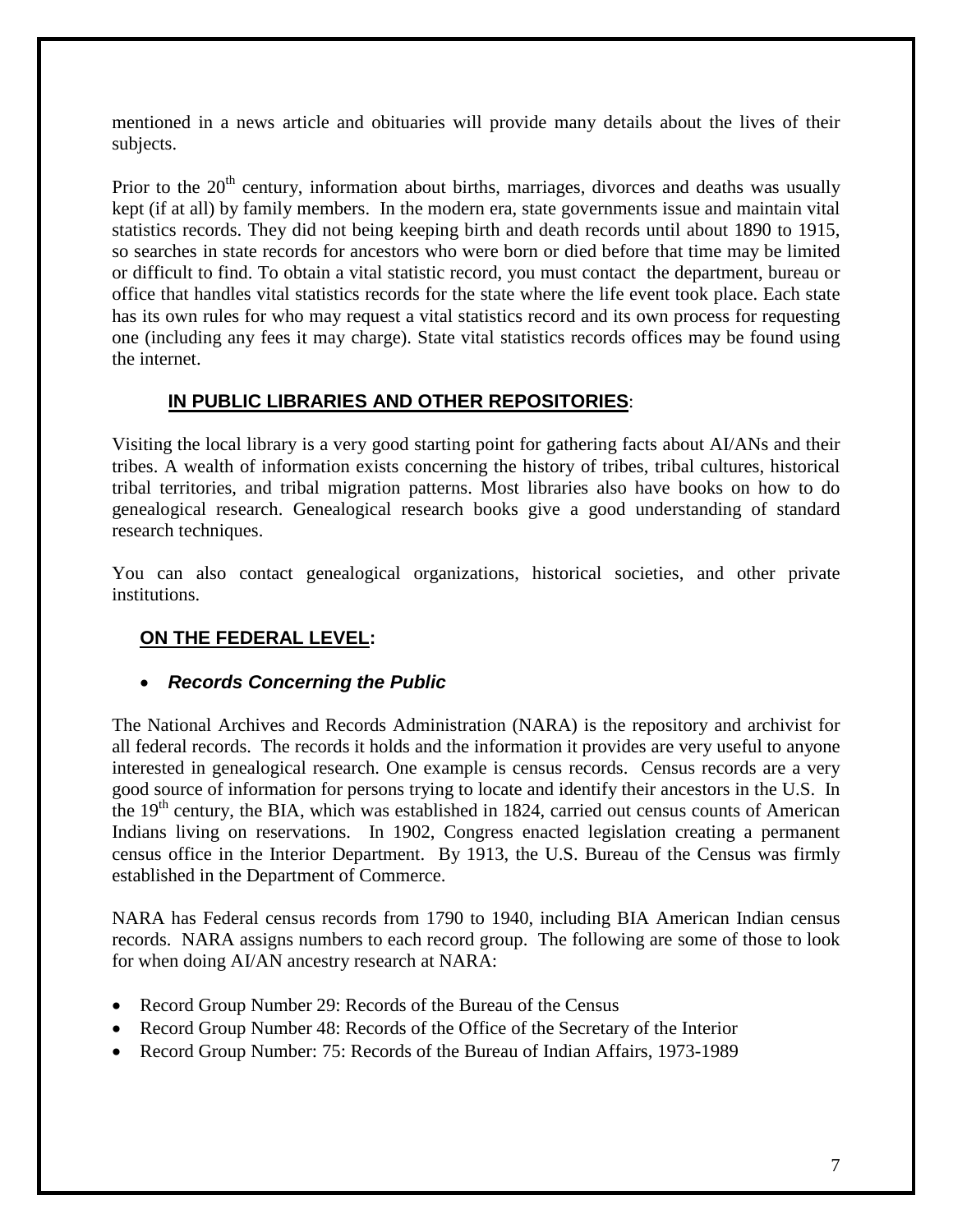mentioned in a news article and obituaries will provide many details about the lives of their subjects.

Prior to the 20th century, information about births, marriages, divorces and deaths was usually kept (if at all) by family members. In the modern era, state governments issue and maintain vital statistics records. They did not being keeping birth and death records until about 1890 to 1915, so searches in state records for ancestors who were born or died before that time may be limited or difficult to find. To obtain a vital statistic record, you must contact the department, bureau or office that handles vital statistics records for the state where the life event took place. Each state has its own rules for who may request a vital statistics record and its own process for requesting one (including any fees it may charge). State vital statistics records offices may be found using the internet.

### **IN PUBLIC LIBRARIES AND OTHER REPOSITORIES**:

Visiting the local library is a very good starting point for gathering facts about AI/ANs and their tribes. A wealth of information exists concerning the history of tribes, tribal cultures, historical tribal territories, and tribal migration patterns. Most libraries also have books on how to do genealogical research. Genealogical research books give a good understanding of standard research techniques.

You can also contact genealogical organizations, historical societies, and other private institutions.

### **ON THE FEDERAL LEVEL:**

- ***Records Concerning the Public***

The National Archives and Records Administration (NARA) is the repository and archivist for all federal records. The records it holds and the information it provides are very useful to anyone interested in genealogical research. One example is census records. Census records are a very good source of information for persons trying to locate and identify their ancestors in the U.S. In the 19th century, the BIA, which was established in 1824, carried out census counts of American Indians living on reservations. In 1902, Congress enacted legislation creating a permanent census office in the Interior Department. By 1913, the U.S. Bureau of the Census was firmly established in the Department of Commerce.

NARA has Federal census records from 1790 to 1940, including BIA American Indian census records. NARA assigns numbers to each record group. The following are some of those to look for when doing AI/AN ancestry research at NARA:

- Record Group Number 29: Records of the Bureau of the Census
- Record Group Number 48: Records of the Office of the Secretary of the Interior
- Record Group Number: 75: Records of the Bureau of Indian Affairs, 1973-1989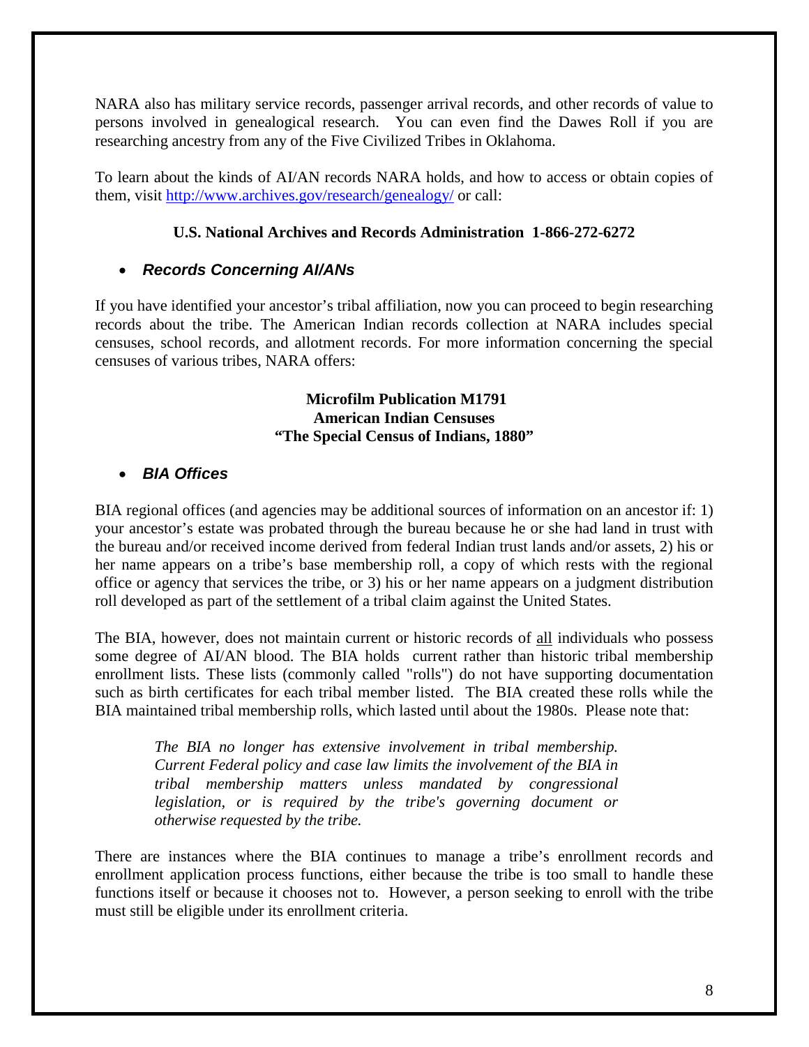NARA also has military service records, passenger arrival records, and other records of value to persons involved in genealogical research. You can even find the Dawes Roll if you are researching ancestry from any of the Five Civilized Tribes in Oklahoma.

To learn about the kinds of AI/AN records NARA holds, and how to access or obtain copies of them, visit [http://www.archives.gov/research/genealogy/](http://www.archives.gov/research/genealogy/) or call:

**U.S. National Archives and Records Administration 1-866-272-6272**

- ***Records Concerning AI/ANs***

If you have identified your ancestor's tribal affiliation, now you can proceed to begin researching records about the tribe. The American Indian records collection at NARA includes special censuses, school records, and allotment records. For more information concerning the special censuses of various tribes, NARA offers:

**Microfilm Publication M1791**
**American Indian Censuses**
**"The Special Census of Indians, 1880"**

- ***BIA Offices***

BIA regional offices (and agencies may be additional sources of information on an ancestor if: 1) your ancestor's estate was probated through the bureau because he or she had land in trust with the bureau and/or received income derived from federal Indian trust lands and/or assets, 2) his or her name appears on a tribe's base membership roll, a copy of which rests with the regional office or agency that services the tribe, or 3) his or her name appears on a judgment distribution roll developed as part of the settlement of a tribal claim against the United States.

The BIA, however, does not maintain current or historic records of <u>all</u> individuals who possess some degree of AI/AN blood. The BIA holds current rather than historic tribal membership enrollment lists. These lists (commonly called "rolls") do not have supporting documentation such as birth certificates for each tribal member listed. The BIA created these rolls while the BIA maintained tribal membership rolls, which lasted until about the 1980s. Please note that:

> *The BIA no longer has extensive involvement in tribal membership. Current Federal policy and case law limits the involvement of the BIA in tribal membership matters unless mandated by congressional legislation, or is required by the tribe's governing document or otherwise requested by the tribe.*

There are instances where the BIA continues to manage a tribe's enrollment records and enrollment application process functions, either because the tribe is too small to handle these functions itself or because it chooses not to. However, a person seeking to enroll with the tribe must still be eligible under its enrollment criteria.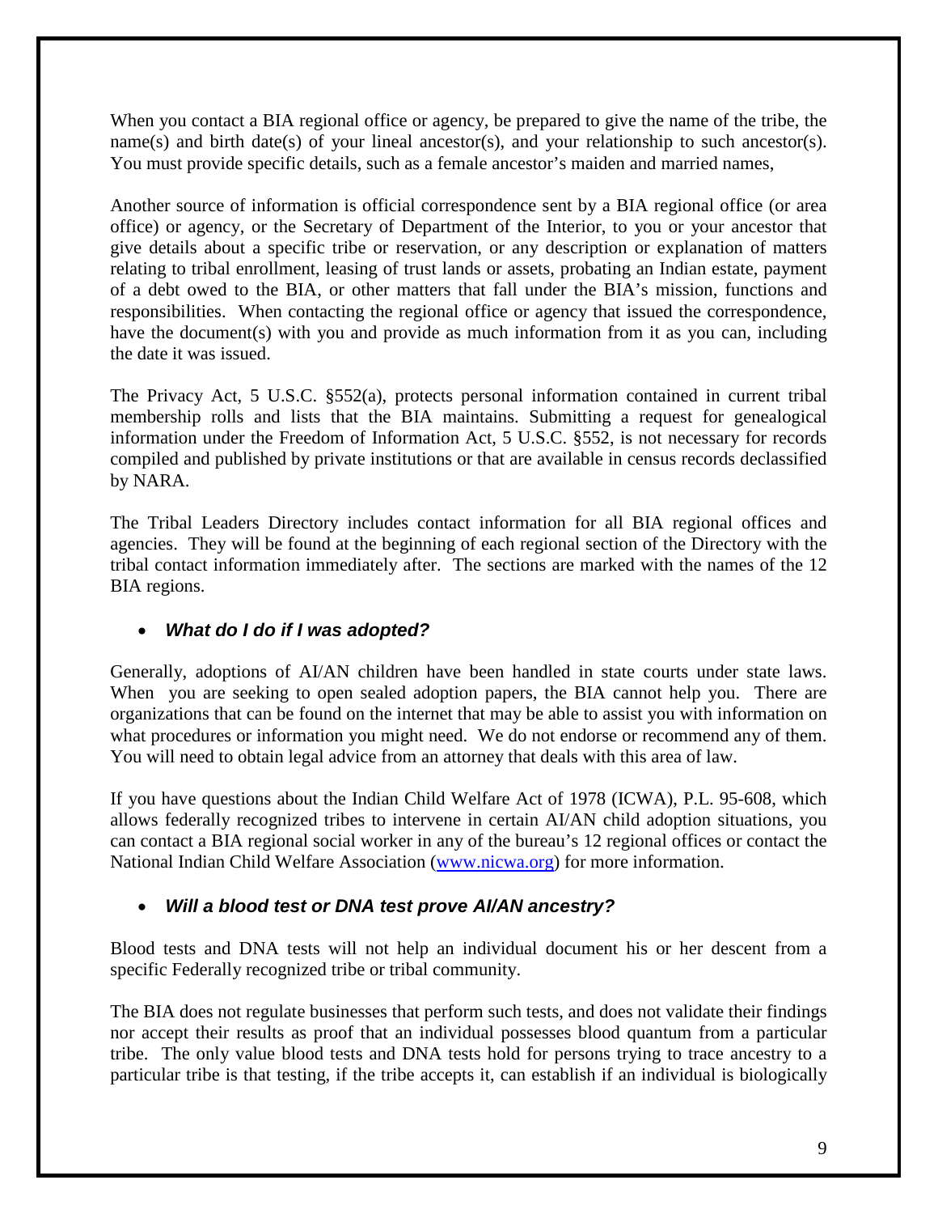When you contact a BIA regional office or agency, be prepared to give the name of the tribe, the name(s) and birth date(s) of your lineal ancestor(s), and your relationship to such ancestor(s). You must provide specific details, such as a female ancestor's maiden and married names,

Another source of information is official correspondence sent by a BIA regional office (or area office) or agency, or the Secretary of Department of the Interior, to you or your ancestor that give details about a specific tribe or reservation, or any description or explanation of matters relating to tribal enrollment, leasing of trust lands or assets, probating an Indian estate, payment of a debt owed to the BIA, or other matters that fall under the BIA's mission, functions and responsibilities. When contacting the regional office or agency that issued the correspondence, have the document(s) with you and provide as much information from it as you can, including the date it was issued.

The Privacy Act, 5 U.S.C. §552(a), protects personal information contained in current tribal membership rolls and lists that the BIA maintains. Submitting a request for genealogical information under the Freedom of Information Act, 5 U.S.C. §552, is not necessary for records compiled and published by private institutions or that are available in census records declassified by NARA.

The Tribal Leaders Directory includes contact information for all BIA regional offices and agencies. They will be found at the beginning of each regional section of the Directory with the tribal contact information immediately after. The sections are marked with the names of the 12 BIA regions.

- ***What do I do if I was adopted?***

Generally, adoptions of AI/AN children have been handled in state courts under state laws. When you are seeking to open sealed adoption papers, the BIA cannot help you. There are organizations that can be found on the internet that may be able to assist you with information on what procedures or information you might need. We do not endorse or recommend any of them. You will need to obtain legal advice from an attorney that deals with this area of law.

If you have questions about the Indian Child Welfare Act of 1978 (ICWA), P.L. 95-608, which allows federally recognized tribes to intervene in certain AI/AN child adoption situations, you can contact a BIA regional social worker in any of the bureau's 12 regional offices or contact the National Indian Child Welfare Association (www.nicwa.org) for more information.

- ***Will a blood test or DNA test prove AI/AN ancestry?***

Blood tests and DNA tests will not help an individual document his or her descent from a specific Federally recognized tribe or tribal community.

The BIA does not regulate businesses that perform such tests, and does not validate their findings nor accept their results as proof that an individual possesses blood quantum from a particular tribe. The only value blood tests and DNA tests hold for persons trying to trace ancestry to a particular tribe is that testing, if the tribe accepts it, can establish if an individual is biologically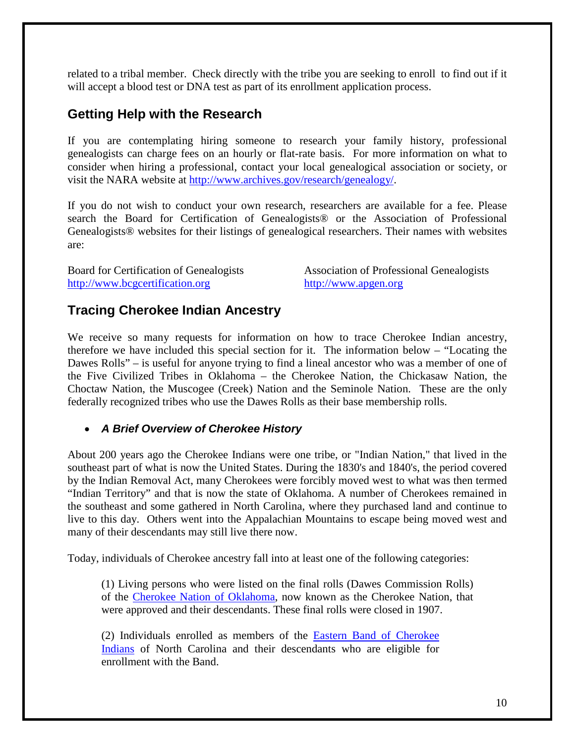related to a tribal member. Check directly with the tribe you are seeking to enroll to find out if it will accept a blood test or DNA test as part of its enrollment application process.

## Getting Help with the Research

If you are contemplating hiring someone to research your family history, professional genealogists can charge fees on an hourly or flat-rate basis. For more information on what to consider when hiring a professional, contact your local genealogical association or society, or visit the NARA website at [http://www.archives.gov/research/genealogy/](http://www.archives.gov/research/genealogy/).

If you do not wish to conduct your own research, researchers are available for a fee. Please search the Board for Certification of Genealogists® or the Association of Professional Genealogists® websites for their listings of genealogical researchers. Their names with websites are:

Board for Certification of Genealogists
[http://www.bcgcertification.org](http://www.bcgcertification.org)

Association of Professional Genealogists
[http://www.apgen.org](http://www.apgen.org)

## Tracing Cherokee Indian Ancestry

We receive so many requests for information on how to trace Cherokee Indian ancestry, therefore we have included this special section for it. The information below – "Locating the Dawes Rolls" – is useful for anyone trying to find a lineal ancestor who was a member of one of the Five Civilized Tribes in Oklahoma – the Cherokee Nation, the Chickasaw Nation, the Choctaw Nation, the Muscogee (Creek) Nation and the Seminole Nation. These are the only federally recognized tribes who use the Dawes Rolls as their base membership rolls.

- ***A Brief Overview of Cherokee History***

About 200 years ago the Cherokee Indians were one tribe, or "Indian Nation," that lived in the southeast part of what is now the United States. During the 1830's and 1840's, the period covered by the Indian Removal Act, many Cherokees were forcibly moved west to what was then termed "Indian Territory" and that is now the state of Oklahoma. A number of Cherokees remained in the southeast and some gathered in North Carolina, where they purchased land and continue to live to this day. Others went into the Appalachian Mountains to escape being moved west and many of their descendants may still live there now.

Today, individuals of Cherokee ancestry fall into at least one of the following categories:

> (1) Living persons who were listed on the final rolls (Dawes Commission Rolls) of the Cherokee Nation of Oklahoma, now known as the Cherokee Nation, that were approved and their descendants. These final rolls were closed in 1907.
>
> (2) Individuals enrolled as members of the Eastern Band of Cherokee Indians of North Carolina and their descendants who are eligible for enrollment with the Band.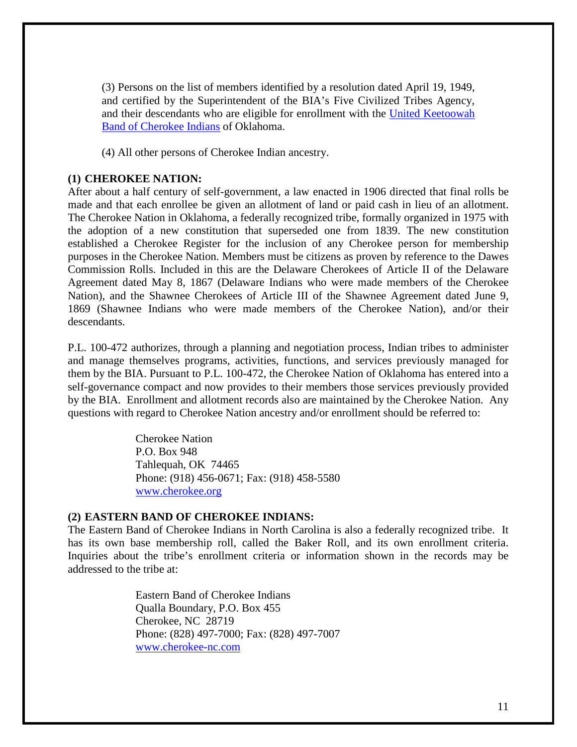(3) Persons on the list of members identified by a resolution dated April 19, 1949, and certified by the Superintendent of the BIA's Five Civilized Tribes Agency, and their descendants who are eligible for enrollment with the United Keetoowah Band of Cherokee Indians of Oklahoma.

(4) All other persons of Cherokee Indian ancestry.

**(1) CHEROKEE NATION:**

After about a half century of self-government, a law enacted in 1906 directed that final rolls be made and that each enrollee be given an allotment of land or paid cash in lieu of an allotment. The Cherokee Nation in Oklahoma, a federally recognized tribe, formally organized in 1975 with the adoption of a new constitution that superseded one from 1839. The new constitution established a Cherokee Register for the inclusion of any Cherokee person for membership purposes in the Cherokee Nation. Members must be citizens as proven by reference to the Dawes Commission Rolls. Included in this are the Delaware Cherokees of Article II of the Delaware Agreement dated May 8, 1867 (Delaware Indians who were made members of the Cherokee Nation), and the Shawnee Cherokees of Article III of the Shawnee Agreement dated June 9, 1869 (Shawnee Indians who were made members of the Cherokee Nation), and/or their descendants.

P.L. 100-472 authorizes, through a planning and negotiation process, Indian tribes to administer and manage themselves programs, activities, functions, and services previously managed for them by the BIA. Pursuant to P.L. 100-472, the Cherokee Nation of Oklahoma has entered into a self-governance compact and now provides to their members those services previously provided by the BIA. Enrollment and allotment records also are maintained by the Cherokee Nation. Any questions with regard to Cherokee Nation ancestry and/or enrollment should be referred to:

> Cherokee Nation
> P.O. Box 948
> Tahlequah, OK 74465
> Phone: (918) 456-0671; Fax: (918) 458-5580
> www.cherokee.org

**(2) EASTERN BAND OF CHEROKEE INDIANS:**

The Eastern Band of Cherokee Indians in North Carolina is also a federally recognized tribe. It has its own base membership roll, called the Baker Roll, and its own enrollment criteria. Inquiries about the tribe's enrollment criteria or information shown in the records may be addressed to the tribe at:

> Eastern Band of Cherokee Indians
> Qualla Boundary, P.O. Box 455
> Cherokee, NC 28719
> Phone: (828) 497-7000; Fax: (828) 497-7007
> www.cherokee-nc.com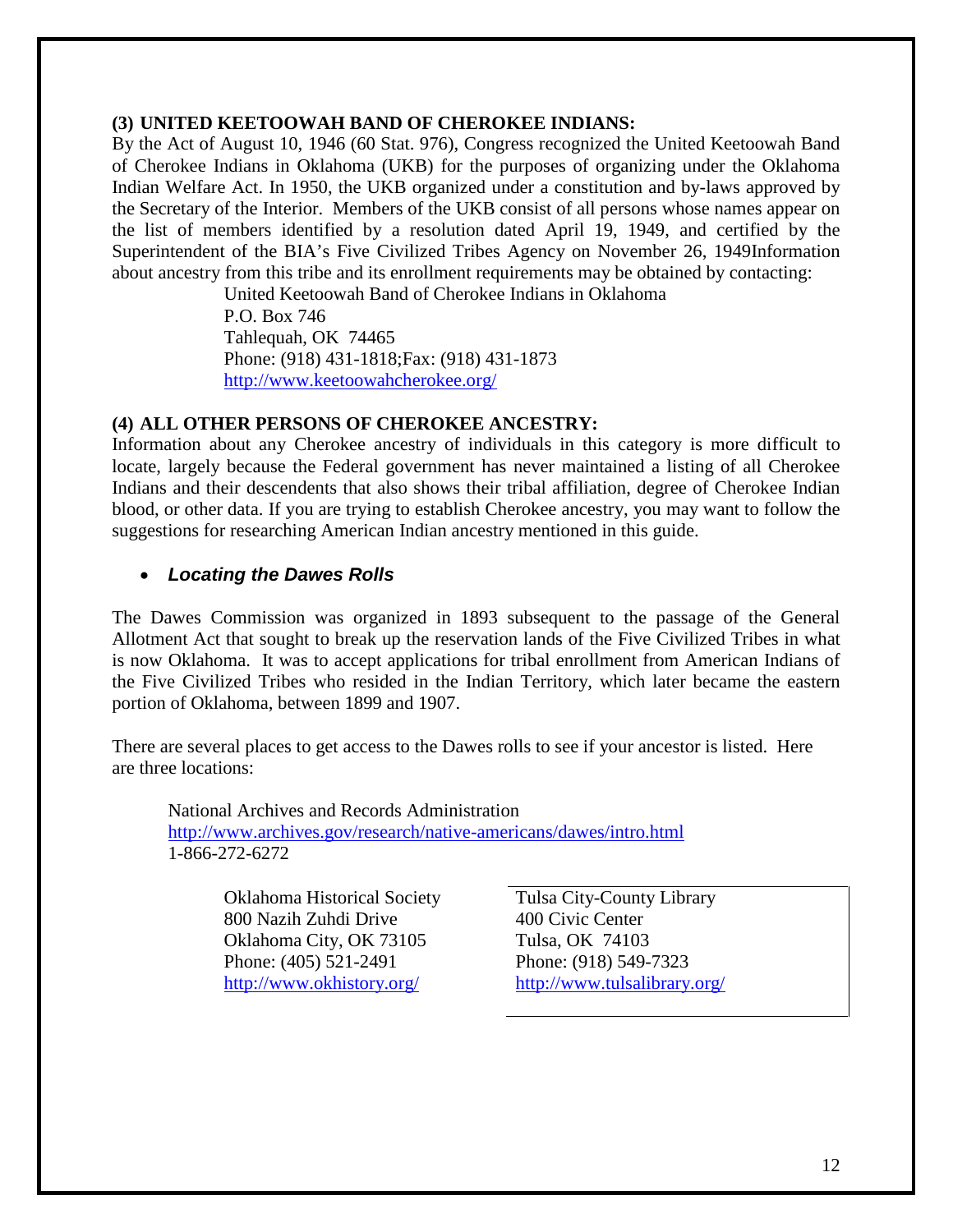**(3) UNITED KEETOOWAH BAND OF CHEROKEE INDIANS:**

By the Act of August 10, 1946 (60 Stat. 976), Congress recognized the United Keetoowah Band of Cherokee Indians in Oklahoma (UKB) for the purposes of organizing under the Oklahoma Indian Welfare Act. In 1950, the UKB organized under a constitution and by-laws approved by the Secretary of the Interior. Members of the UKB consist of all persons whose names appear on the list of members identified by a resolution dated April 19, 1949, and certified by the Superintendent of the BIA's Five Civilized Tribes Agency on November 26, 1949Information about ancestry from this tribe and its enrollment requirements may be obtained by contacting:

United Keetoowah Band of Cherokee Indians in Oklahoma
P.O. Box 746
Tahlequah, OK 74465
Phone: (918) 431-1818;Fax: (918) 431-1873
http://www.keetoowahcherokee.org/

**(4) ALL OTHER PERSONS OF CHEROKEE ANCESTRY:**

Information about any Cherokee ancestry of individuals in this category is more difficult to locate, largely because the Federal government has never maintained a listing of all Cherokee Indians and their descendents that also shows their tribal affiliation, degree of Cherokee Indian blood, or other data. If you are trying to establish Cherokee ancestry, you may want to follow the suggestions for researching American Indian ancestry mentioned in this guide.

- ***Locating the Dawes Rolls***

The Dawes Commission was organized in 1893 subsequent to the passage of the General Allotment Act that sought to break up the reservation lands of the Five Civilized Tribes in what is now Oklahoma. It was to accept applications for tribal enrollment from American Indians of the Five Civilized Tribes who resided in the Indian Territory, which later became the eastern portion of Oklahoma, between 1899 and 1907.

There are several places to get access to the Dawes rolls to see if your ancestor is listed. Here are three locations:

National Archives and Records Administration
http://www.archives.gov/research/native-americans/dawes/intro.html
1-866-272-6272

Oklahoma Historical Society
800 Nazih Zuhdi Drive
Oklahoma City, OK 73105
Phone: (405) 521-2491
http://www.okhistory.org/

Tulsa City-County Library
400 Civic Center
Tulsa, OK 74103
Phone: (918) 549-7323
http://www.tulsalibrary.org/